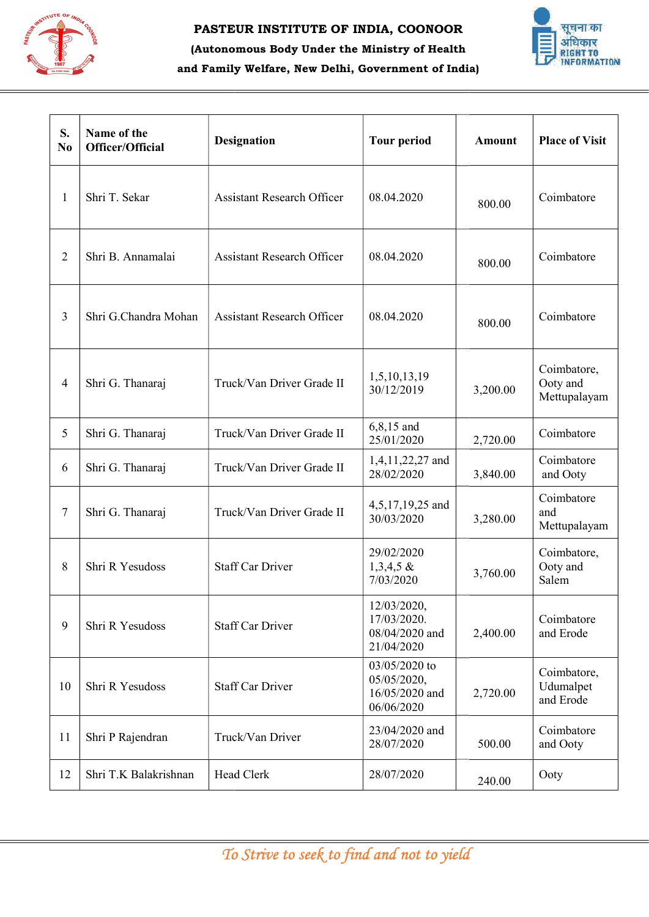# PASTEUR INSTITUTE OF INDIA, COONOOR

**(Autonomous Body Under the Ministry of Health and Family Welfare, New Delhi, Government of India)**

| S. No | Name of the Officer/Official | Designation | Tour period | Amount | Place of Visit |
|---|---|---|---|---|---|
| 1 | Shri T. Sekar | Assistant Research Officer | 08.04.2020 | 800.00 | Coimbatore |
| 2 | Shri B. Annamalai | Assistant Research Officer | 08.04.2020 | 800.00 | Coimbatore |
| 3 | Shri G.Chandra Mohan | Assistant Research Officer | 08.04.2020 | 800.00 | Coimbatore |
| 4 | Shri G. Thanaraj | Truck/Van Driver Grade II | 1,5,10,13,19 30/12/2019 | 3,200.00 | Coimbatore, Ooty and Mettupalayam |
| 5 | Shri G. Thanaraj | Truck/Van Driver Grade II | 6,8,15 and 25/01/2020 | 2,720.00 | Coimbatore |
| 6 | Shri G. Thanaraj | Truck/Van Driver Grade II | 1,4,11,22,27 and 28/02/2020 | 3,840.00 | Coimbatore and Ooty |
| 7 | Shri G. Thanaraj | Truck/Van Driver Grade II | 4,5,17,19,25 and 30/03/2020 | 3,280.00 | Coimbatore and Mettupalayam |
| 8 | Shri R Yesudoss | Staff Car Driver | 29/02/2020 1,3,4,5 & 7/03/2020 | 3,760.00 | Coimbatore, Ooty and Salem |
| 9 | Shri R Yesudoss | Staff Car Driver | 12/03/2020, 17/03/2020. 08/04/2020 and 21/04/2020 | 2,400.00 | Coimbatore and Erode |
| 10 | Shri R Yesudoss | Staff Car Driver | 03/05/2020 to 05/05/2020, 16/05/2020 and 06/06/2020 | 2,720.00 | Coimbatore, Udumalpet and Erode |
| 11 | Shri P Rajendran | Truck/Van Driver | 23/04/2020 and 28/07/2020 | 500.00 | Coimbatore and Ooty |
| 12 | Shri T.K Balakrishnan | Head Clerk | 28/07/2020 | 240.00 | Ooty |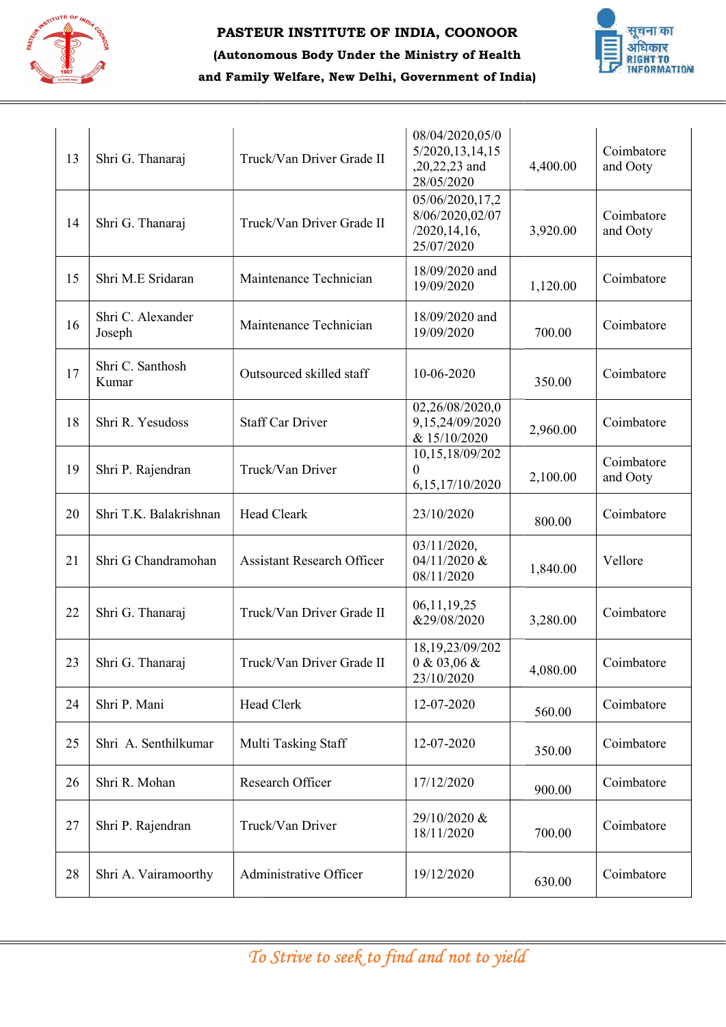| 13 | Shri G. Thanaraj | Truck/Van Driver Grade II | 08/04/2020,05/05/2020,13,14,15,20,22,23 and 28/05/2020 | 4,400.00 | Coimbatore and Ooty |
|---|---|---|---|---|---|
| 14 | Shri G. Thanaraj | Truck/Van Driver Grade II | 05/06/2020,17,28/06/2020,02/07/2020,14,16, 25/07/2020 | 3,920.00 | Coimbatore and Ooty |
| 15 | Shri M.E Sridaran | Maintenance Technician | 18/09/2020 and 19/09/2020 | 1,120.00 | Coimbatore |
| 16 | Shri C. Alexander Joseph | Maintenance Technician | 18/09/2020 and 19/09/2020 | 700.00 | Coimbatore |
| 17 | Shri C. Santhosh Kumar | Outsourced skilled staff | 10-06-2020 | 350.00 | Coimbatore |
| 18 | Shri R. Yesudoss | Staff Car Driver | 02,26/08/2020,09,15,24/09/2020 & 15/10/2020 | 2,960.00 | Coimbatore |
| 19 | Shri P. Rajendran | Truck/Van Driver | 10,15,18/09/2020 6,15,17/10/2020 | 2,100.00 | Coimbatore and Ooty |
| 20 | Shri T.K. Balakrishnan | Head Cleark | 23/10/2020 | 800.00 | Coimbatore |
| 21 | Shri G Chandramohan | Assistant Research Officer | 03/11/2020, 04/11/2020 & 08/11/2020 | 1,840.00 | Vellore |
| 22 | Shri G. Thanaraj | Truck/Van Driver Grade II | 06,11,19,25 &29/08/2020 | 3,280.00 | Coimbatore |
| 23 | Shri G. Thanaraj | Truck/Van Driver Grade II | 18,19,23/09/2020 & 03,06 & 23/10/2020 | 4,080.00 | Coimbatore |
| 24 | Shri P. Mani | Head Clerk | 12-07-2020 | 560.00 | Coimbatore |
| 25 | Shri A. Senthilkumar | Multi Tasking Staff | 12-07-2020 | 350.00 | Coimbatore |
| 26 | Shri R. Mohan | Research Officer | 17/12/2020 | 900.00 | Coimbatore |
| 27 | Shri P. Rajendran | Truck/Van Driver | 29/10/2020 & 18/11/2020 | 700.00 | Coimbatore |
| 28 | Shri A. Vairamoorthy | Administrative Officer | 19/12/2020 | 630.00 | Coimbatore |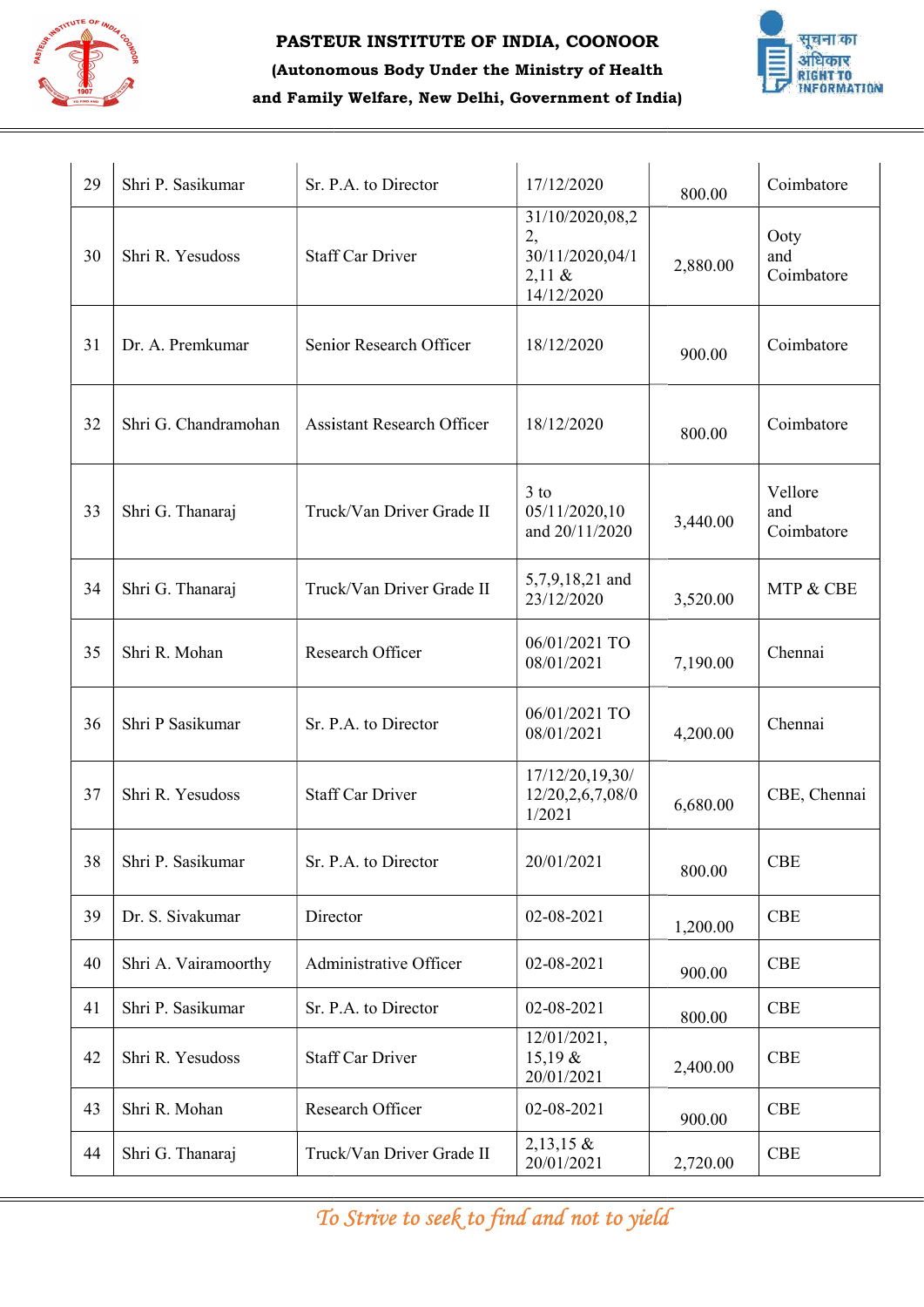| 29 | Shri P. Sasikumar | Sr. P.A. to Director | 17/12/2020 | 800.00 | Coimbatore |
|---|---|---|---|---|---|
| 30 | Shri R. Yesudoss | Staff Car Driver | 31/10/2020,08,22, 30/11/2020,04/12,11 & 14/12/2020 | 2,880.00 | Ooty and Coimbatore |
| 31 | Dr. A. Premkumar | Senior Research Officer | 18/12/2020 | 900.00 | Coimbatore |
| 32 | Shri G. Chandramohan | Assistant Research Officer | 18/12/2020 | 800.00 | Coimbatore |
| 33 | Shri G. Thanaraj | Truck/Van Driver Grade II | 3 to 05/11/2020,10 and 20/11/2020 | 3,440.00 | Vellore and Coimbatore |
| 34 | Shri G. Thanaraj | Truck/Van Driver Grade II | 5,7,9,18,21 and 23/12/2020 | 3,520.00 | MTP & CBE |
| 35 | Shri R. Mohan | Research Officer | 06/01/2021 TO 08/01/2021 | 7,190.00 | Chennai |
| 36 | Shri P Sasikumar | Sr. P.A. to Director | 06/01/2021 TO 08/01/2021 | 4,200.00 | Chennai |
| 37 | Shri R. Yesudoss | Staff Car Driver | 17/12/20,19,30/12/20,2,6,7,08/01/2021 | 6,680.00 | CBE, Chennai |
| 38 | Shri P. Sasikumar | Sr. P.A. to Director | 20/01/2021 | 800.00 | CBE |
| 39 | Dr. S. Sivakumar | Director | 02-08-2021 | 1,200.00 | CBE |
| 40 | Shri A. Vairamoorthy | Administrative Officer | 02-08-2021 | 900.00 | CBE |
| 41 | Shri P. Sasikumar | Sr. P.A. to Director | 02-08-2021 | 800.00 | CBE |
| 42 | Shri R. Yesudoss | Staff Car Driver | 12/01/2021, 15,19 & 20/01/2021 | 2,400.00 | CBE |
| 43 | Shri R. Mohan | Research Officer | 02-08-2021 | 900.00 | CBE |
| 44 | Shri G. Thanaraj | Truck/Van Driver Grade II | 2,13,15 & 20/01/2021 | 2,720.00 | CBE |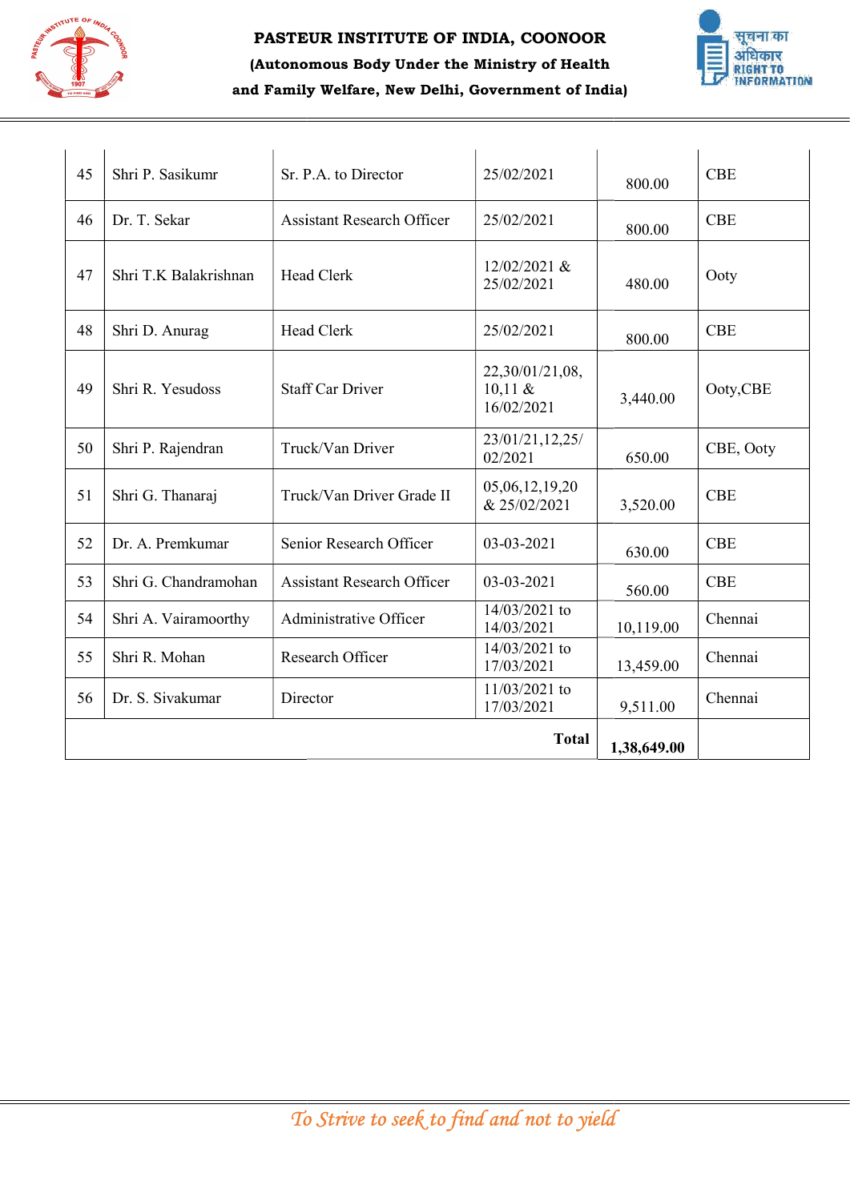| | | | | | |
|---|---|---|---|---|---|
| 45 | Shri P. Sasikumr | Sr. P.A. to Director | 25/02/2021 | 800.00 | CBE |
| 46 | Dr. T. Sekar | Assistant Research Officer | 25/02/2021 | 800.00 | CBE |
| 47 | Shri T.K Balakrishnan | Head Clerk | 12/02/2021 & 25/02/2021 | 480.00 | Ooty |
| 48 | Shri D. Anurag | Head Clerk | 25/02/2021 | 800.00 | CBE |
| 49 | Shri R. Yesudoss | Staff Car Driver | 22,30/01/21,08, 10,11 & 16/02/2021 | 3,440.00 | Ooty,CBE |
| 50 | Shri P. Rajendran | Truck/Van Driver | 23/01/21,12,25/ 02/2021 | 650.00 | CBE, Ooty |
| 51 | Shri G. Thanaraj | Truck/Van Driver Grade II | 05,06,12,19,20 & 25/02/2021 | 3,520.00 | CBE |
| 52 | Dr. A. Premkumar | Senior Research Officer | 03-03-2021 | 630.00 | CBE |
| 53 | Shri G. Chandramohan | Assistant Research Officer | 03-03-2021 | 560.00 | CBE |
| 54 | Shri A. Vairamoorthy | Administrative Officer | 14/03/2021 to 14/03/2021 | 10,119.00 | Chennai |
| 55 | Shri R. Mohan | Research Officer | 14/03/2021 to 17/03/2021 | 13,459.00 | Chennai |
| 56 | Dr. S. Sivakumar | Director | 11/03/2021 to 17/03/2021 | 9,511.00 | Chennai |
| | | | **Total** | **1,38,649.00** | |